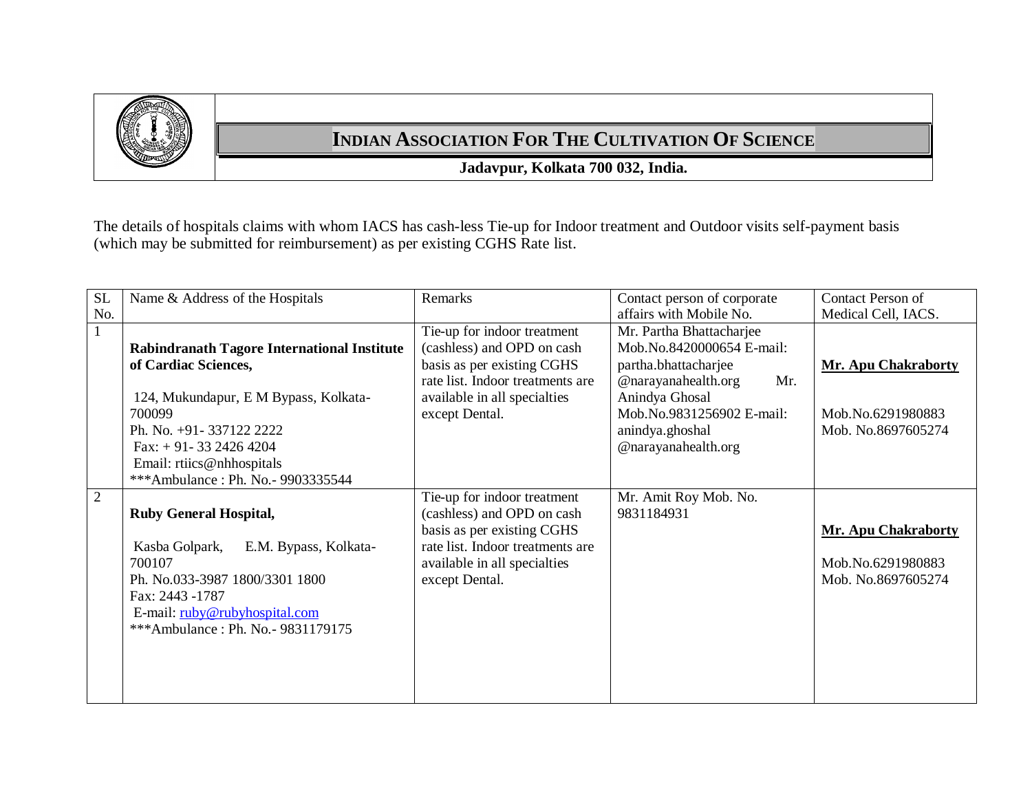# INDIAN ASSOCIATION FOR THE CULTIVATION OF SCIENCE

**Jadavpur, Kolkata 700 032, India.**

The details of hospitals claims with whom IACS has cash-less Tie-up for Indoor treatment and Outdoor visits self-payment basis (which may be submitted for reimbursement) as per existing CGHS Rate list.

| SL No. | Name & Address of the Hospitals | Remarks | Contact person of corporate affairs with Mobile No. | Contact Person of Medical Cell, IACS. |
|---|---|---|---|---|
| 1 | **Rabindranath Tagore International Institute of Cardiac Sciences,**<br><br>124, Mukundapur, E M Bypass, Kolkata-700099<br>Ph. No. +91- 337122 2222<br>Fax: + 91- 33 2426 4204<br>Email: rtiics@nhhospitals<br>***Ambulance : Ph. No.- 9903335544 | Tie-up for indoor treatment (cashless) and OPD on cash basis as per existing CGHS rate list. Indoor treatments are available in all specialties except Dental. | Mr. Partha Bhattacharjee Mob.No.8420000654 E-mail: partha.bhattacharjee @narayanahealth.org Mr. Anindya Ghosal Mob.No.9831256902 E-mail: anindya.ghoshal @narayanahealth.org | **Mr. Apu Chakraborty**<br><br>Mob.No.6291980883<br>Mob. No.8697605274 |
| 2 | **Ruby General Hospital,**<br><br>Kasba Golpark, E.M. Bypass, Kolkata-700107<br>Ph. No.033-3987 1800/3301 1800<br>Fax: 2443 -1787<br>E-mail: ruby@rubyhospital.com<br>***Ambulance : Ph. No.- 9831179175 | Tie-up for indoor treatment (cashless) and OPD on cash basis as per existing CGHS rate list. Indoor treatments are available in all specialties except Dental. | Mr. Amit Roy Mob. No. 9831184931 | **Mr. Apu Chakraborty**<br><br>Mob.No.6291980883<br>Mob. No.8697605274 |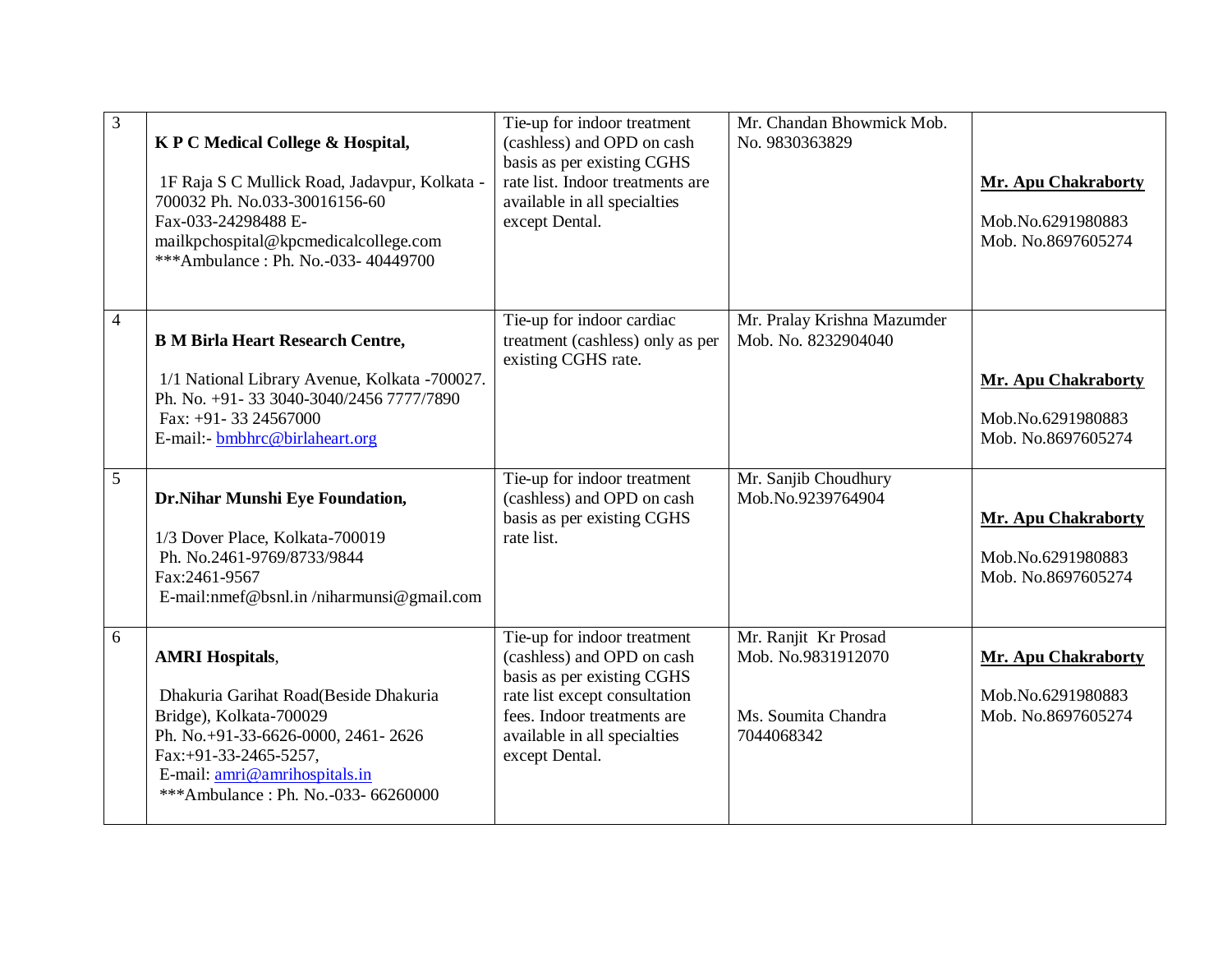| 3 | **K P C Medical College & Hospital,**<br><br>1F Raja S C Mullick Road, Jadavpur, Kolkata - 700032 Ph. No.033-30016156-60<br>Fax-033-24298488 E-mailkpchospital@kpcmedicalcollege.com<br>***Ambulance : Ph. No.-033- 40449700 | Tie-up for indoor treatment (cashless) and OPD on cash basis as per existing CGHS rate list. Indoor treatments are available in all specialties except Dental. | Mr. Chandan Bhowmick Mob. No. 9830363829 | **Mr. Apu Chakraborty**<br><br>Mob.No.6291980883<br>Mob. No.8697605274 |
|---|---|---|---|---|
| 4 | **B M Birla Heart Research Centre,**<br><br>1/1 National Library Avenue, Kolkata -700027.<br>Ph. No. +91- 33 3040-3040/2456 7777/7890<br>Fax: +91- 33 24567000<br>E-mail:- bmbhrc@birlaheart.org | Tie-up for indoor cardiac treatment (cashless) only as per existing CGHS rate. | Mr. Pralay Krishna Mazumder Mob. No. 8232904040 | **Mr. Apu Chakraborty**<br><br>Mob.No.6291980883<br>Mob. No.8697605274 |
| 5 | **Dr.Nihar Munshi Eye Foundation,**<br><br>1/3 Dover Place, Kolkata-700019<br>Ph. No.2461-9769/8733/9844<br>Fax:2461-9567<br>E-mail:nmef@bsnl.in /niharmunsi@gmail.com | Tie-up for indoor treatment (cashless) and OPD on cash basis as per existing CGHS rate list. | Mr. Sanjib Choudhury Mob.No.9239764904 | **Mr. Apu Chakraborty**<br><br>Mob.No.6291980883<br>Mob. No.8697605274 |
| 6 | **AMRI Hospitals**,<br><br>Dhakuria Garihat Road(Beside Dhakuria Bridge), Kolkata-700029<br>Ph. No.+91-33-6626-0000, 2461- 2626<br>Fax:+91-33-2465-5257,<br>E-mail: amri@amrihospitals.in<br>***Ambulance : Ph. No.-033- 66260000 | Tie-up for indoor treatment (cashless) and OPD on cash basis as per existing CGHS rate list except consultation fees. Indoor treatments are available in all specialties except Dental. | Mr. Ranjit Kr Prosad Mob. No.9831912070<br><br>Ms. Soumita Chandra 7044068342 | **Mr. Apu Chakraborty**<br><br>Mob.No.6291980883<br>Mob. No.8697605274 |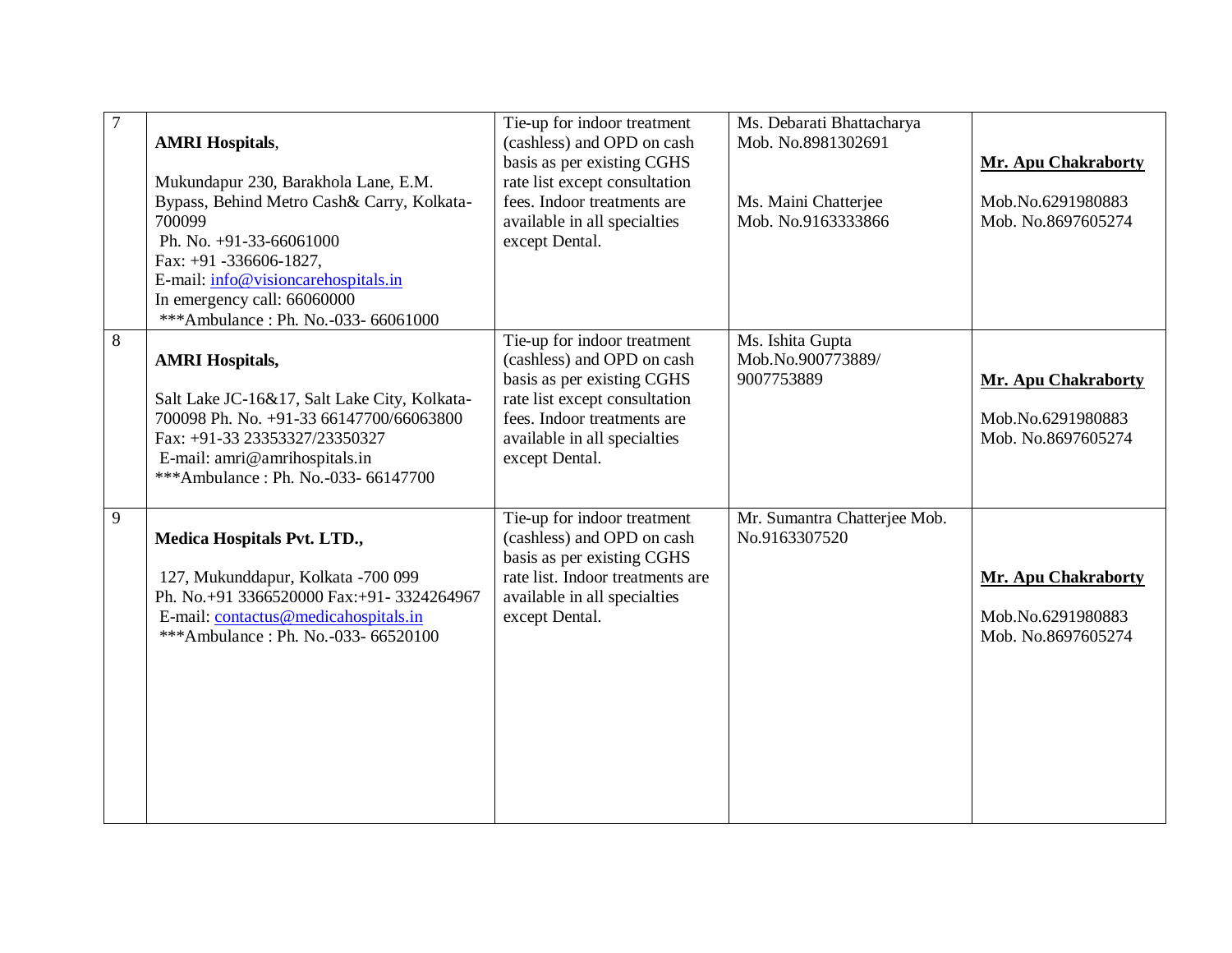| 7 | **AMRI Hospitals**,<br><br>Mukundapur 230, Barakhola Lane, E.M. Bypass, Behind Metro Cash& Carry, Kolkata-700099<br>Ph. No. +91-33-66061000<br>Fax: +91 -336606-1827,<br>E-mail: info@visioncarehospitals.in<br>In emergency call: 66060000<br>***Ambulance : Ph. No.-033- 66061000 | Tie-up for indoor treatment (cashless) and OPD on cash basis as per existing CGHS rate list except consultation fees. Indoor treatments are available in all specialties except Dental. | Ms. Debarati Bhattacharya<br>Mob. No.8981302691<br><br>Ms. Maini Chatterjee<br>Mob. No.9163333866 | **Mr. Apu Chakraborty**<br><br>Mob.No.6291980883<br>Mob. No.8697605274 |
|---|---|---|---|---|
| 8 | **AMRI Hospitals,**<br><br>Salt Lake JC-16&17, Salt Lake City, Kolkata-700098 Ph. No. +91-33 66147700/66063800<br>Fax: +91-33 23353327/23350327<br>E-mail: amri@amrihospitals.in<br>***Ambulance : Ph. No.-033- 66147700 | Tie-up for indoor treatment (cashless) and OPD on cash basis as per existing CGHS rate list except consultation fees. Indoor treatments are available in all specialties except Dental. | Ms. Ishita Gupta<br>Mob.No.900773889/<br>9007753889 | **Mr. Apu Chakraborty**<br><br>Mob.No.6291980883<br>Mob. No.8697605274 |
| 9 | **Medica Hospitals Pvt. LTD.,**<br><br>127, Mukunddapur, Kolkata -700 099<br>Ph. No.+91 3366520000 Fax:+91- 3324264967<br>E-mail: contactus@medicahospitals.in<br>***Ambulance : Ph. No.-033- 66520100 | Tie-up for indoor treatment (cashless) and OPD on cash basis as per existing CGHS rate list. Indoor treatments are available in all specialties except Dental. | Mr. Sumantra Chatterjee Mob. No.9163307520 | **Mr. Apu Chakraborty**<br><br>Mob.No.6291980883<br>Mob. No.8697605274 |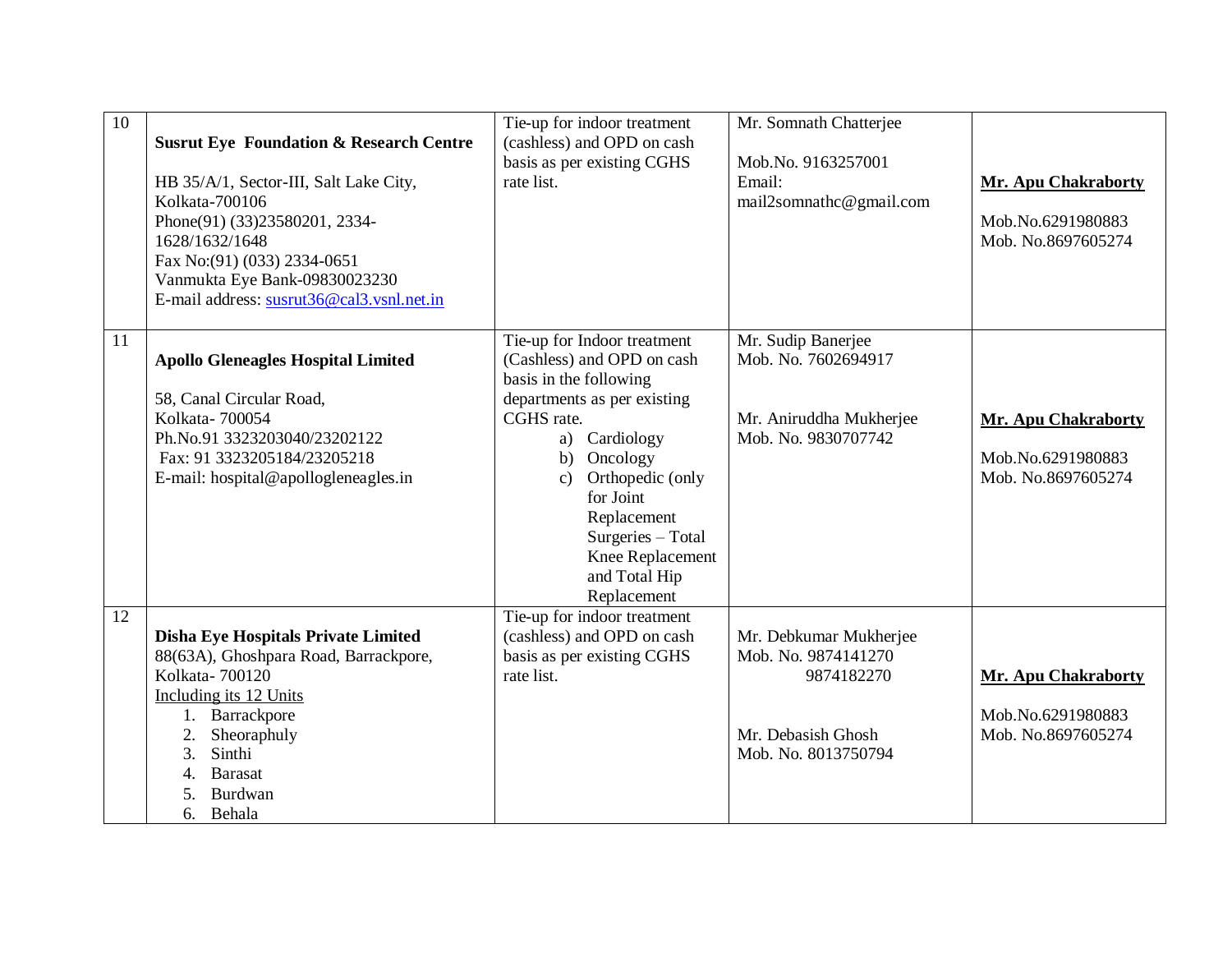| 10 | **Susrut Eye Foundation & Research Centre**<br><br>HB 35/A/1, Sector-III, Salt Lake City, Kolkata-700106<br>Phone(91) (33)23580201, 2334-1628/1632/1648<br>Fax No:(91) (033) 2334-0651<br>Vanmukta Eye Bank-09830023230<br>E-mail address: susrut36@cal3.vsnl.net.in | Tie-up for indoor treatment (cashless) and OPD on cash basis as per existing CGHS rate list. | Mr. Somnath Chatterjee<br><br>Mob.No. 9163257001<br>Email: mail2somnathc@gmail.com | **Mr. Apu Chakraborty**<br><br>Mob.No.6291980883<br>Mob. No.8697605274 |
|---|---|---|---|---|
| 11 | **Apollo Gleneagles Hospital Limited**<br><br>58, Canal Circular Road, Kolkata- 700054<br>Ph.No.91 3323203040/23202122<br>Fax: 91 3323205184/23205218<br>E-mail: hospital@apollogleneagles.in | Tie-up for Indoor treatment (Cashless) and OPD on cash basis in the following departments as per existing CGHS rate.<br>a) Cardiology<br>b) Oncology<br>c) Orthopedic (only for Joint Replacement Surgeries – Total Knee Replacement and Total Hip Replacement | Mr. Sudip Banerjee<br>Mob. No. 7602694917<br><br>Mr. Aniruddha Mukherjee<br>Mob. No. 9830707742 | **Mr. Apu Chakraborty**<br><br>Mob.No.6291980883<br>Mob. No.8697605274 |
| 12 | **Disha Eye Hospitals Private Limited**<br>88(63A), Ghoshpara Road, Barrackpore, Kolkata- 700120<br>Including its 12 Units<br>1. Barrackpore<br>2. Sheoraphuly<br>3. Sinthi<br>4. Barasat<br>5. Burdwan<br>6. Behala | Tie-up for indoor treatment (cashless) and OPD on cash basis as per existing CGHS rate list. | Mr. Debkumar Mukherjee<br>Mob. No. 9874141270<br>9874182270<br><br>Mr. Debasish Ghosh<br>Mob. No. 8013750794 | **Mr. Apu Chakraborty**<br><br>Mob.No.6291980883<br>Mob. No.8697605274 |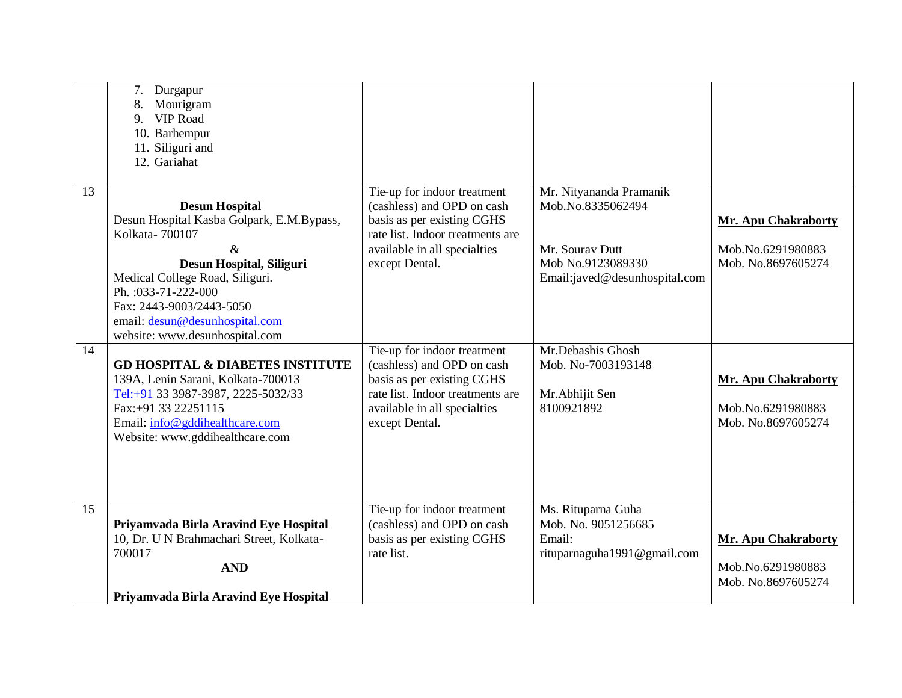| | | | | |
|---|---|---|---|---|
| | 7. Durgapur<br>8. Mourigram<br>9. VIP Road<br>10. Barhempur<br>11. Siliguri and<br>12. Gariahat | | | |
| 13 | **Desun Hospital**<br>Desun Hospital Kasba Golpark, E.M.Bypass, Kolkata- 700107<br>&<br>**Desun Hospital, Siliguri**<br>Medical College Road, Siliguri.<br>Ph. :033-71-222-000<br>Fax: 2443-9003/2443-5050<br>email: desun@desunhospital.com<br>website: www.desunhospital.com | Tie-up for indoor treatment (cashless) and OPD on cash basis as per existing CGHS rate list. Indoor treatments are available in all specialties except Dental. | Mr. Nityananda Pramanik<br>Mob.No.8335062494<br><br>Mr. Sourav Dutt<br>Mob No.9123089330<br>Email:javed@desunhospital.com | **Mr. Apu Chakraborty**<br><br>Mob.No.6291980883<br>Mob. No.8697605274 |
| 14 | **GD HOSPITAL & DIABETES INSTITUTE**<br>139A, Lenin Sarani, Kolkata-700013<br>Tel:+91 33 3987-3987, 2225-5032/33<br>Fax:+91 33 22251115<br>Email: info@gddihealthcare.com<br>Website: www.gddihealthcare.com | Tie-up for indoor treatment (cashless) and OPD on cash basis as per existing CGHS rate list. Indoor treatments are available in all specialties except Dental. | Mr.Debashis Ghosh<br>Mob. No-7003193148<br><br>Mr.Abhijit Sen<br>8100921892 | **Mr. Apu Chakraborty**<br><br>Mob.No.6291980883<br>Mob. No.8697605274 |
| 15 | **Priyamvada Birla Aravind Eye Hospital**<br>10, Dr. U N Brahmachari Street, Kolkata-700017<br>**AND**<br><br>**Priyamvada Birla Aravind Eye Hospital** | Tie-up for indoor treatment (cashless) and OPD on cash basis as per existing CGHS rate list. | Ms. Rituparna Guha<br>Mob. No. 9051256685<br>Email:<br>rituparnaguha1991@gmail.com | **Mr. Apu Chakraborty**<br><br>Mob.No.6291980883<br>Mob. No.8697605274 |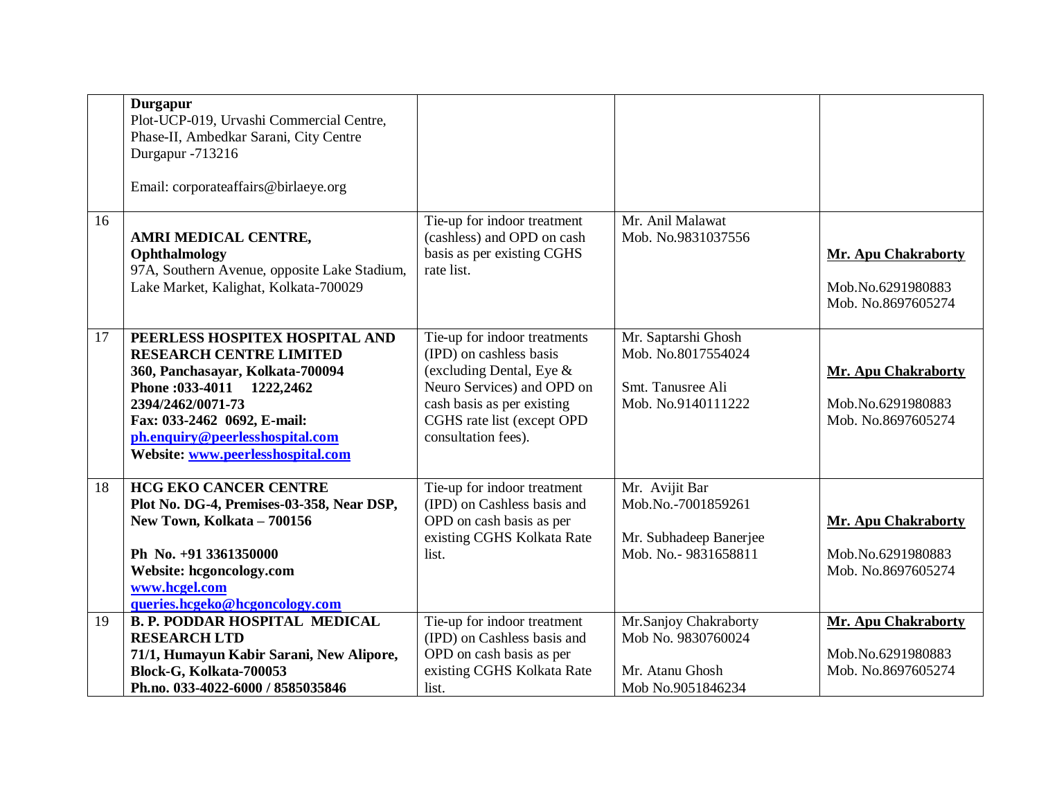| | | | | |
|---|---|---|---|---|
| | **Durgapur**<br>Plot-UCP-019, Urvashi Commercial Centre, Phase-II, Ambedkar Sarani, City Centre Durgapur -713216<br><br>Email: corporateaffairs@birlaeye.org | | | |
| 16 | **AMRI MEDICAL CENTRE, Ophthalmology**<br>97A, Southern Avenue, opposite Lake Stadium, Lake Market, Kalighat, Kolkata-700029 | Tie-up for indoor treatment (cashless) and OPD on cash basis as per existing CGHS rate list. | Mr. Anil Malawat<br>Mob. No.9831037556 | **Mr. Apu Chakraborty**<br><br>Mob.No.6291980883<br>Mob. No.8697605274 |
| 17 | **PEERLESS HOSPITEX HOSPITAL AND RESEARCH CENTRE LIMITED**<br>**360, Panchasayar, Kolkata-700094**<br>**Phone :033-4011 1222,2462 2394/2462/0071-73**<br>**Fax: 033-2462 0692, E-mail: ph.enquiry@peerlesshospital.com**<br>**Website: www.peerlesshospital.com** | Tie-up for indoor treatments (IPD) on cashless basis (excluding Dental, Eye & Neuro Services) and OPD on cash basis as per existing CGHS rate list (except OPD consultation fees). | Mr. Saptarshi Ghosh<br>Mob. No.8017554024<br><br>Smt. Tanusree Ali<br>Mob. No.9140111222 | **Mr. Apu Chakraborty**<br><br>Mob.No.6291980883<br>Mob. No.8697605274 |
| 18 | **HCG EKO CANCER CENTRE**<br>**Plot No. DG-4, Premises-03-358, Near DSP, New Town, Kolkata – 700156**<br><br>**Ph No. +91 3361350000**<br>**Website: hcgoncology.com**<br>**www.hcgel.com**<br>**queries.hcgeko@hcgoncology.com** | Tie-up for indoor treatment (IPD) on Cashless basis and OPD on cash basis as per existing CGHS Kolkata Rate list. | Mr. Avijit Bar<br>Mob.No.-7001859261<br><br>Mr. Subhadeep Banerjee<br>Mob. No.- 9831658811 | **Mr. Apu Chakraborty**<br><br>Mob.No.6291980883<br>Mob. No.8697605274 |
| 19 | **B. P. PODDAR HOSPITAL MEDICAL RESEARCH LTD**<br>**71/1, Humayun Kabir Sarani, New Alipore, Block-G, Kolkata-700053**<br>**Ph.no. 033-4022-6000 / 8585035846** | Tie-up for indoor treatment (IPD) on Cashless basis and OPD on cash basis as per existing CGHS Kolkata Rate list. | Mr.Sanjoy Chakraborty<br>Mob No. 9830760024<br><br>Mr. Atanu Ghosh<br>Mob No.9051846234 | **Mr. Apu Chakraborty**<br><br>Mob.No.6291980883<br>Mob. No.8697605274 |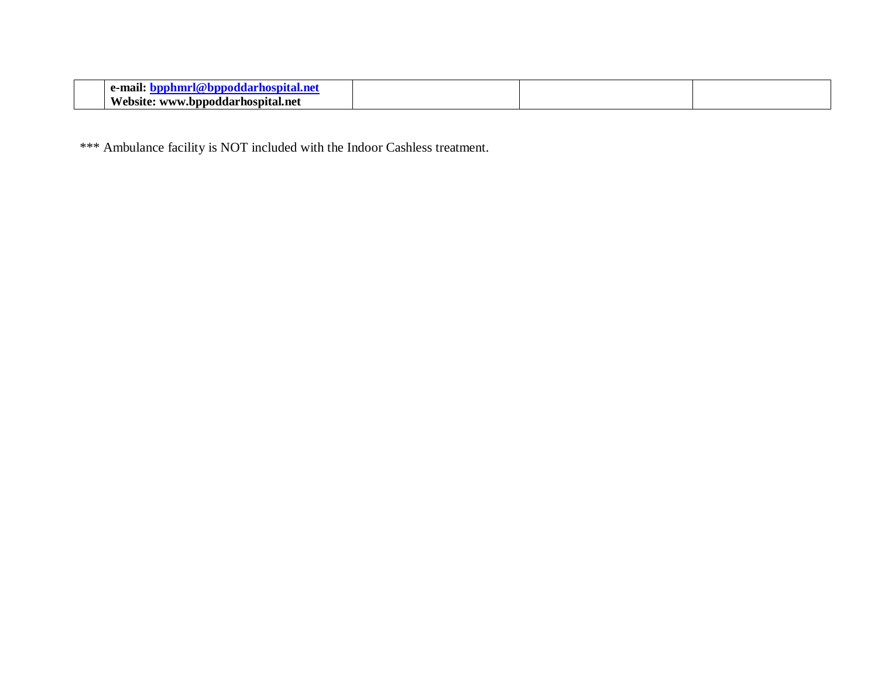| | | | | |
|---|---|---|---|---|
| | **e-mail: bpphmrl@bppoddarhospital.net**<br>**Website: www.bppoddarhospital.net** | | | |

*** Ambulance facility is NOT included with the Indoor Cashless treatment.